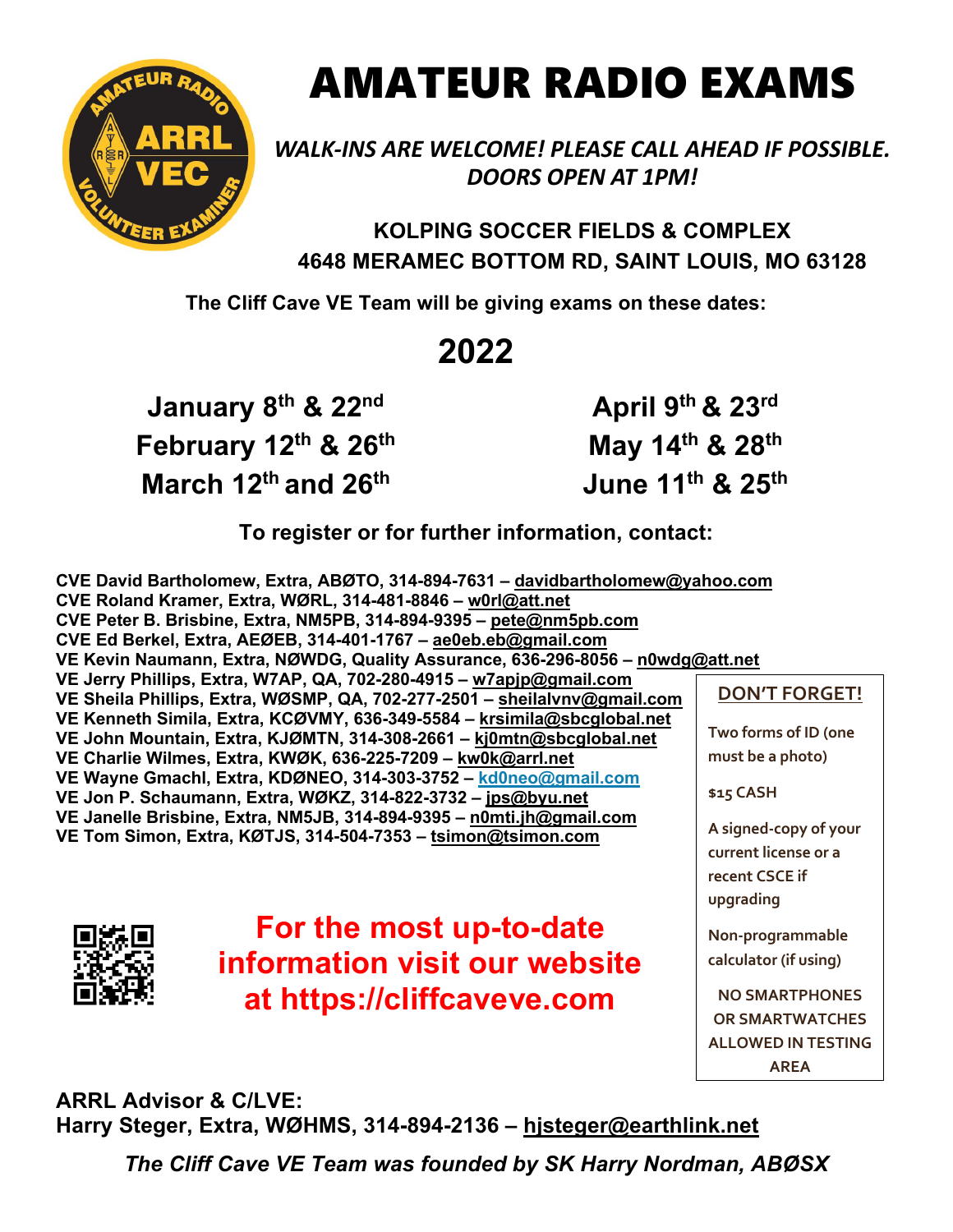# AMATEUR RADIO EXAMS

***WALK-INS ARE WELCOME! PLEASE CALL AHEAD IF POSSIBLE. DOORS OPEN AT 1PM!***

**KOLPING SOCCER FIELDS & COMPLEX**
**4648 MERAMEC BOTTOM RD, SAINT LOUIS, MO 63128**

**The Cliff Cave VE Team will be giving exams on these dates:**

## 2022

**January 8th & 22nd**
**February 12th & 26th**
**March 12th and 26th**
**April 9th & 23rd**
**May 14th & 28th**
**June 11th & 25th**

**To register or for further information, contact:**

**CVE David Bartholomew, Extra, ABØTO, 314-894-7631 – davidbartholomew@yahoo.com**
**CVE Roland Kramer, Extra, WØRL, 314-481-8846 – w0rl@att.net**
**CVE Peter B. Brisbine, Extra, NM5PB, 314-894-9395 – pete@nm5pb.com**
**CVE Ed Berkel, Extra, AEØEB, 314-401-1767 – ae0eb.eb@gmail.com**
**VE Kevin Naumann, Extra, NØWDG, Quality Assurance, 636-296-8056 – n0wdg@att.net**
**VE Jerry Phillips, Extra, W7AP, QA, 702-280-4915 – w7apjp@gmail.com**
**VE Sheila Phillips, Extra, WØSMP, QA, 702-277-2501 – sheilalvnv@gmail.com**
**VE Kenneth Simila, Extra, KCØVMY, 636-349-5584 – krsimila@sbcglobal.net**
**VE John Mountain, Extra, KJØMTN, 314-308-2661 – kj0mtn@sbcglobal.net**
**VE Charlie Wilmes, Extra, KWØK, 636-225-7209 – kw0k@arrl.net**
**VE Wayne Gmachl, Extra, KDØNEO, 314-303-3752 – kd0neo@gmail.com**
**VE Jon P. Schaumann, Extra, WØKZ, 314-822-3732 – jps@byu.net**
**VE Janelle Brisbine, Extra, NM5JB, 314-894-9395 – n0mti.jh@gmail.com**
**VE Tom Simon, Extra, KØTJS, 314-504-7353 – tsimon@tsimon.com**

**DON'T FORGET!**

Two forms of ID (one must be a photo)

$15 CASH

A signed-copy of your current license or a recent CSCE if upgrading

Non-programmable calculator (if using)

NO SMARTPHONES OR SMARTWATCHES ALLOWED IN TESTING AREA

**For the most up-to-date information visit our website at https://cliffcaveve.com**

**ARRL Advisor & C/LVE:**
**Harry Steger, Extra, WØHMS, 314-894-2136 – hjsteger@earthlink.net**

***The Cliff Cave VE Team was founded by SK Harry Nordman, ABØSX***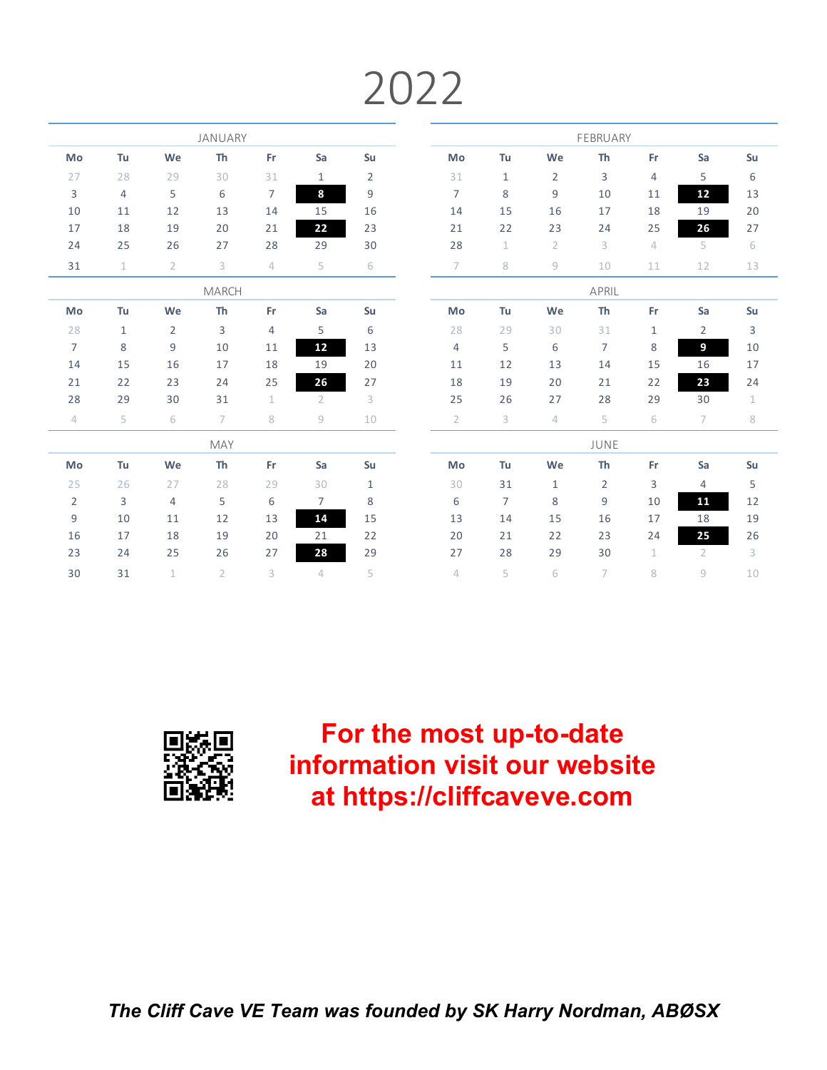# 2022

## JANUARY

| Mo | Tu | We | Th | Fr | Sa | Su |
|---|---|---|---|---|---|---|
| 27 | 28 | 29 | 30 | 31 | 1 | 2 |
| 3 | 4 | 5 | 6 | 7 | **8** | 9 |
| 10 | 11 | 12 | 13 | 14 | 15 | 16 |
| 17 | 18 | 19 | 20 | 21 | **22** | 23 |
| 24 | 25 | 26 | 27 | 28 | 29 | 30 |
| 31 | 1 | 2 | 3 | 4 | 5 | 6 |

## FEBRUARY

| Mo | Tu | We | Th | Fr | Sa | Su |
|---|---|---|---|---|---|---|
| 31 | 1 | 2 | 3 | 4 | 5 | 6 |
| 7 | 8 | 9 | 10 | 11 | **12** | 13 |
| 14 | 15 | 16 | 17 | 18 | 19 | 20 |
| 21 | 22 | 23 | 24 | 25 | **26** | 27 |
| 28 | 1 | 2 | 3 | 4 | 5 | 6 |
| 7 | 8 | 9 | 10 | 11 | 12 | 13 |

## MARCH

| Mo | Tu | We | Th | Fr | Sa | Su |
|---|---|---|---|---|---|---|
| 28 | 1 | 2 | 3 | 4 | 5 | 6 |
| 7 | 8 | 9 | 10 | 11 | **12** | 13 |
| 14 | 15 | 16 | 17 | 18 | 19 | 20 |
| 21 | 22 | 23 | 24 | 25 | **26** | 27 |
| 28 | 29 | 30 | 31 | 1 | 2 | 3 |
| 4 | 5 | 6 | 7 | 8 | 9 | 10 |

## APRIL

| Mo | Tu | We | Th | Fr | Sa | Su |
|---|---|---|---|---|---|---|
| 28 | 29 | 30 | 31 | 1 | 2 | 3 |
| 4 | 5 | 6 | 7 | 8 | **9** | 10 |
| 11 | 12 | 13 | 14 | 15 | 16 | 17 |
| 18 | 19 | 20 | 21 | 22 | **23** | 24 |
| 25 | 26 | 27 | 28 | 29 | 30 | 1 |
| 2 | 3 | 4 | 5 | 6 | 7 | 8 |

## MAY

| Mo | Tu | We | Th | Fr | Sa | Su |
|---|---|---|---|---|---|---|
| 25 | 26 | 27 | 28 | 29 | 30 | 1 |
| 2 | 3 | 4 | 5 | 6 | 7 | 8 |
| 9 | 10 | 11 | 12 | 13 | **14** | 15 |
| 16 | 17 | 18 | 19 | 20 | 21 | 22 |
| 23 | 24 | 25 | 26 | 27 | **28** | 29 |
| 30 | 31 | 1 | 2 | 3 | 4 | 5 |

## JUNE

| Mo | Tu | We | Th | Fr | Sa | Su |
|---|---|---|---|---|---|---|
| 30 | 31 | 1 | 2 | 3 | 4 | 5 |
| 6 | 7 | 8 | 9 | 10 | **11** | 12 |
| 13 | 14 | 15 | 16 | 17 | 18 | 19 |
| 20 | 21 | 22 | 23 | 24 | **25** | 26 |
| 27 | 28 | 29 | 30 | 1 | 2 | 3 |
| 4 | 5 | 6 | 7 | 8 | 9 | 10 |

**For the most up-to-date information visit our website at https://cliffcaveve.com**

***The Cliff Cave VE Team was founded by SK Harry Nordman, ABØSX***